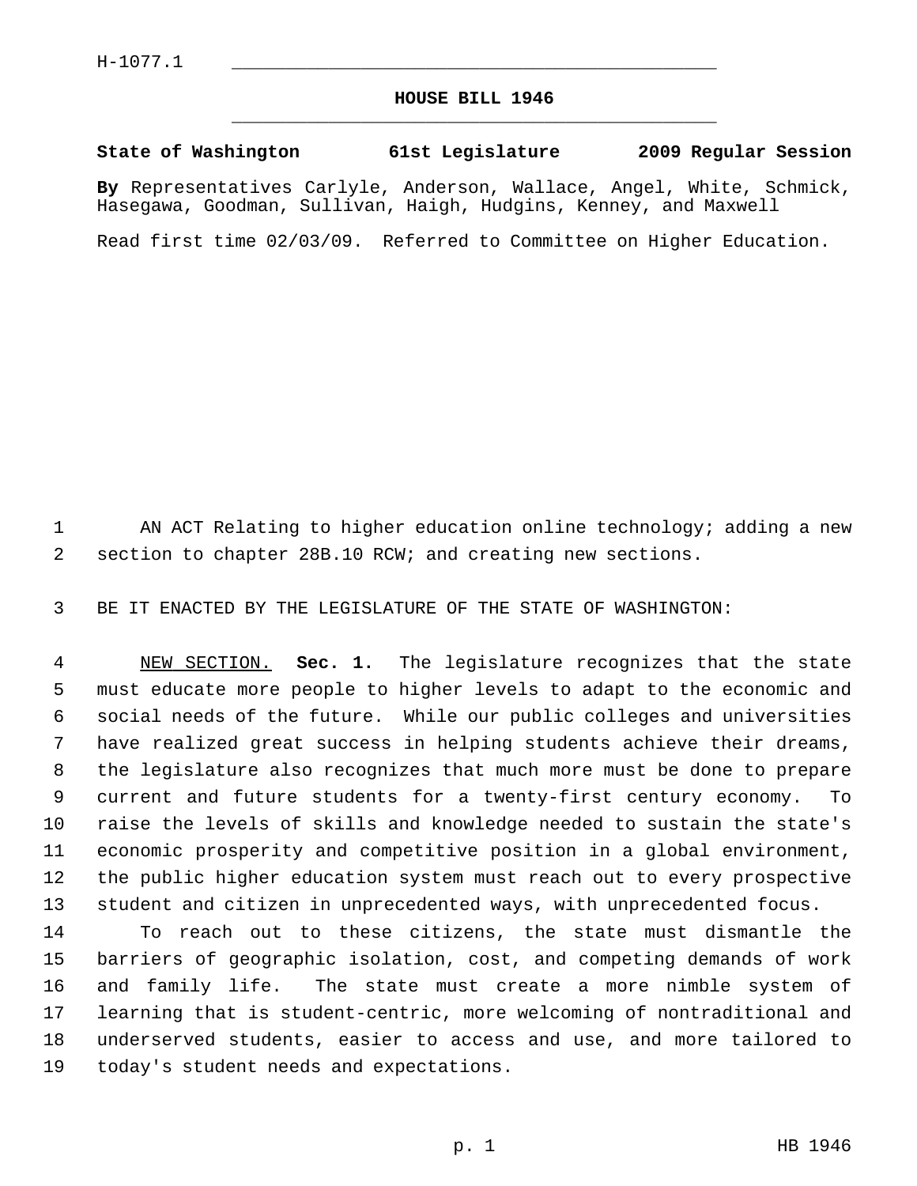H-1077.1

# HOUSE BILL 1946

**State of Washington 61st Legislature 2009 Regular Session**

**By** Representatives Carlyle, Anderson, Wallace, Angel, White, Schmick, Hasegawa, Goodman, Sullivan, Haigh, Hudgins, Kenney, and Maxwell

Read first time 02/03/09. Referred to Committee on Higher Education.

AN ACT Relating to higher education online technology; adding a new section to chapter 28B.10 RCW; and creating new sections.

BE IT ENACTED BY THE LEGISLATURE OF THE STATE OF WASHINGTON:

NEW SECTION. **Sec. 1.** The legislature recognizes that the state must educate more people to higher levels to adapt to the economic and social needs of the future. While our public colleges and universities have realized great success in helping students achieve their dreams, the legislature also recognizes that much more must be done to prepare current and future students for a twenty-first century economy. To raise the levels of skills and knowledge needed to sustain the state's economic prosperity and competitive position in a global environment, the public higher education system must reach out to every prospective student and citizen in unprecedented ways, with unprecedented focus.

To reach out to these citizens, the state must dismantle the barriers of geographic isolation, cost, and competing demands of work and family life. The state must create a more nimble system of learning that is student-centric, more welcoming of nontraditional and underserved students, easier to access and use, and more tailored to today's student needs and expectations.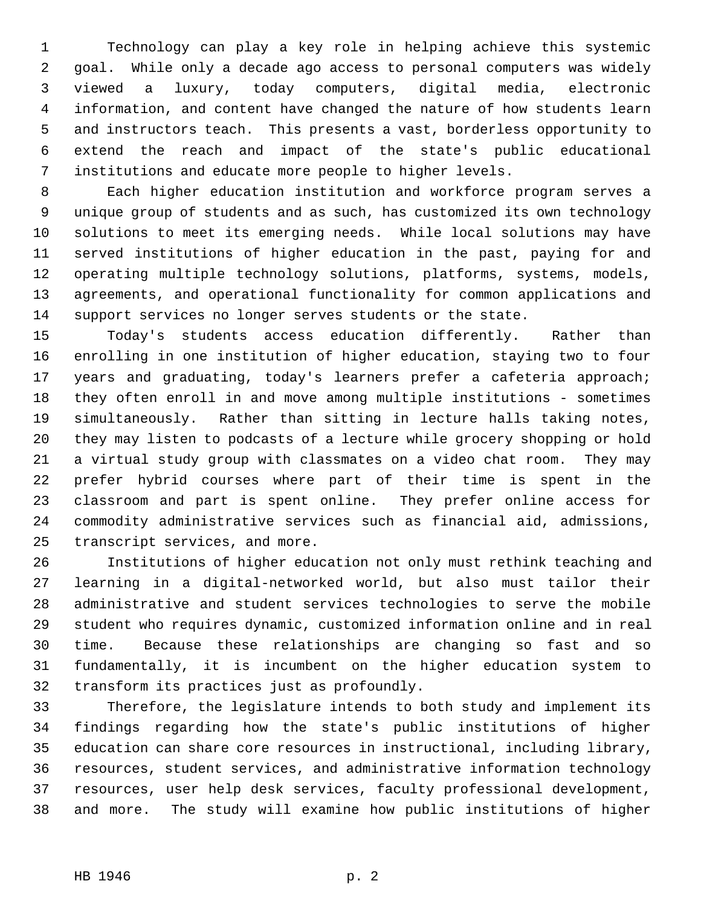Technology can play a key role in helping achieve this systemic goal. While only a decade ago access to personal computers was widely viewed a luxury, today computers, digital media, electronic information, and content have changed the nature of how students learn and instructors teach. This presents a vast, borderless opportunity to extend the reach and impact of the state's public educational institutions and educate more people to higher levels.

Each higher education institution and workforce program serves a unique group of students and as such, has customized its own technology solutions to meet its emerging needs. While local solutions may have served institutions of higher education in the past, paying for and operating multiple technology solutions, platforms, systems, models, agreements, and operational functionality for common applications and support services no longer serves students or the state.

Today's students access education differently. Rather than enrolling in one institution of higher education, staying two to four years and graduating, today's learners prefer a cafeteria approach; they often enroll in and move among multiple institutions - sometimes simultaneously. Rather than sitting in lecture halls taking notes, they may listen to podcasts of a lecture while grocery shopping or hold a virtual study group with classmates on a video chat room. They may prefer hybrid courses where part of their time is spent in the classroom and part is spent online. They prefer online access for commodity administrative services such as financial aid, admissions, transcript services, and more.

Institutions of higher education not only must rethink teaching and learning in a digital-networked world, but also must tailor their administrative and student services technologies to serve the mobile student who requires dynamic, customized information online and in real time. Because these relationships are changing so fast and so fundamentally, it is incumbent on the higher education system to transform its practices just as profoundly.

Therefore, the legislature intends to both study and implement its findings regarding how the state's public institutions of higher education can share core resources in instructional, including library, resources, student services, and administrative information technology resources, user help desk services, faculty professional development, and more. The study will examine how public institutions of higher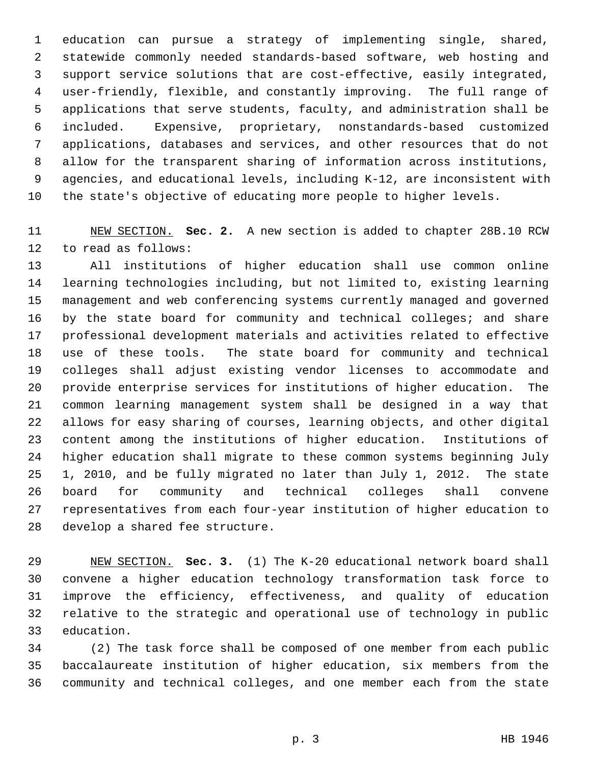education can pursue a strategy of implementing single, shared, statewide commonly needed standards-based software, web hosting and support service solutions that are cost-effective, easily integrated, user-friendly, flexible, and constantly improving. The full range of applications that serve students, faculty, and administration shall be included. Expensive, proprietary, nonstandards-based customized applications, databases and services, and other resources that do not allow for the transparent sharing of information across institutions, agencies, and educational levels, including K-12, are inconsistent with the state's objective of educating more people to higher levels.

NEW SECTION. **Sec. 2.** A new section is added to chapter 28B.10 RCW to read as follows:

All institutions of higher education shall use common online learning technologies including, but not limited to, existing learning management and web conferencing systems currently managed and governed by the state board for community and technical colleges; and share professional development materials and activities related to effective use of these tools. The state board for community and technical colleges shall adjust existing vendor licenses to accommodate and provide enterprise services for institutions of higher education. The common learning management system shall be designed in a way that allows for easy sharing of courses, learning objects, and other digital content among the institutions of higher education. Institutions of higher education shall migrate to these common systems beginning July 1, 2010, and be fully migrated no later than July 1, 2012. The state board for community and technical colleges shall convene representatives from each four-year institution of higher education to develop a shared fee structure.

NEW SECTION. **Sec. 3.** (1) The K-20 educational network board shall convene a higher education technology transformation task force to improve the efficiency, effectiveness, and quality of education relative to the strategic and operational use of technology in public education.

(2) The task force shall be composed of one member from each public baccalaureate institution of higher education, six members from the community and technical colleges, and one member each from the state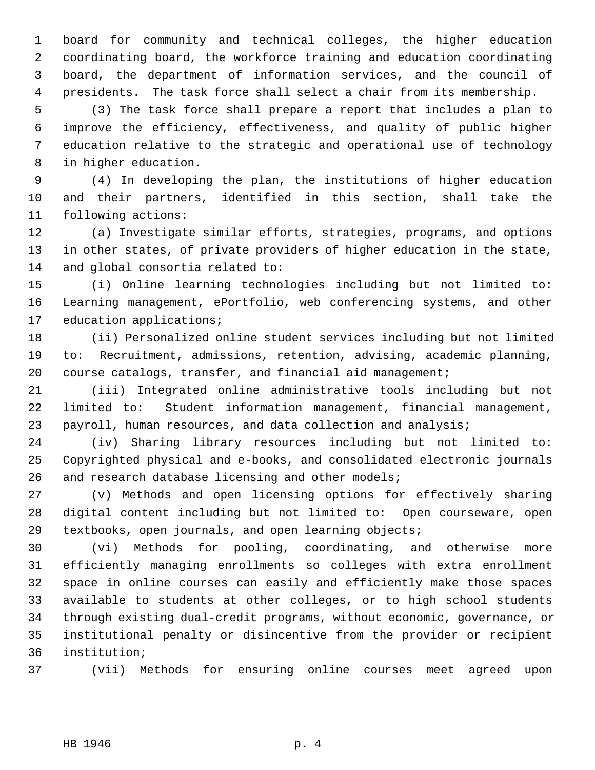board for community and technical colleges, the higher education coordinating board, the workforce training and education coordinating board, the department of information services, and the council of presidents. The task force shall select a chair from its membership.

(3) The task force shall prepare a report that includes a plan to improve the efficiency, effectiveness, and quality of public higher education relative to the strategic and operational use of technology in higher education.

(4) In developing the plan, the institutions of higher education and their partners, identified in this section, shall take the following actions:

(a) Investigate similar efforts, strategies, programs, and options in other states, of private providers of higher education in the state, and global consortia related to:

(i) Online learning technologies including but not limited to: Learning management, ePortfolio, web conferencing systems, and other education applications;

(ii) Personalized online student services including but not limited to: Recruitment, admissions, retention, advising, academic planning, course catalogs, transfer, and financial aid management;

(iii) Integrated online administrative tools including but not limited to: Student information management, financial management, payroll, human resources, and data collection and analysis;

(iv) Sharing library resources including but not limited to: Copyrighted physical and e-books, and consolidated electronic journals and research database licensing and other models;

(v) Methods and open licensing options for effectively sharing digital content including but not limited to: Open courseware, open textbooks, open journals, and open learning objects;

(vi) Methods for pooling, coordinating, and otherwise more efficiently managing enrollments so colleges with extra enrollment space in online courses can easily and efficiently make those spaces available to students at other colleges, or to high school students through existing dual-credit programs, without economic, governance, or institutional penalty or disincentive from the provider or recipient institution;

(vii) Methods for ensuring online courses meet agreed upon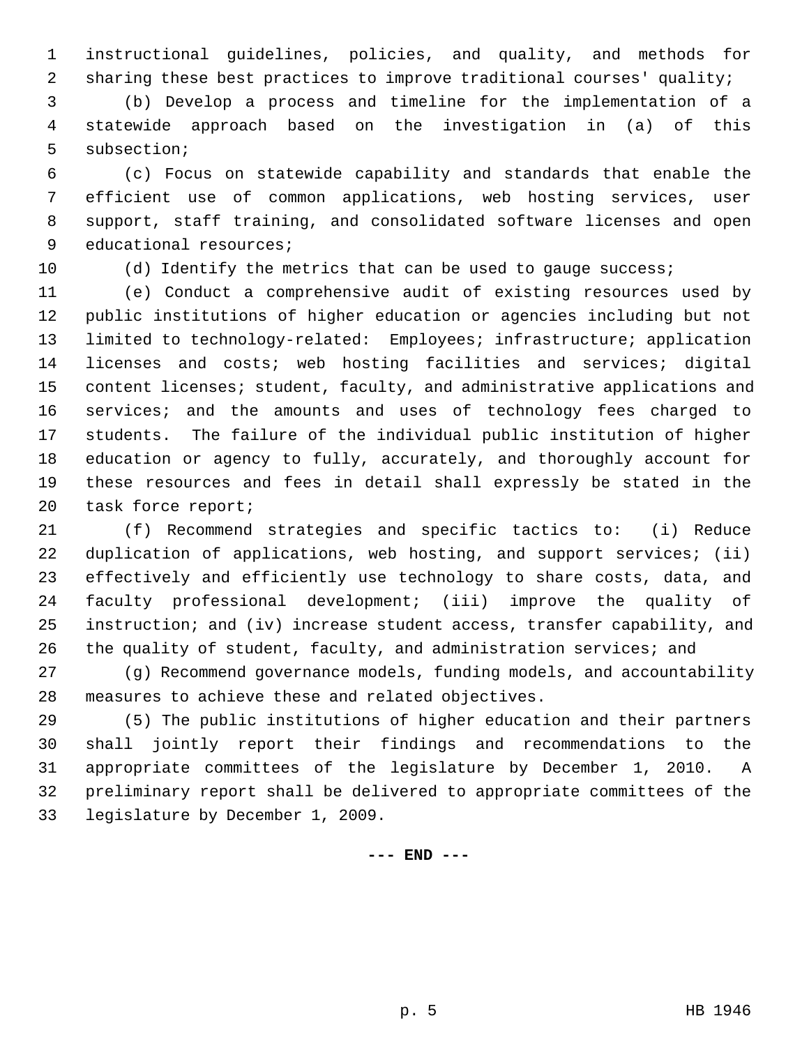instructional guidelines, policies, and quality, and methods for sharing these best practices to improve traditional courses' quality;

(b) Develop a process and timeline for the implementation of a statewide approach based on the investigation in (a) of this subsection;

(c) Focus on statewide capability and standards that enable the efficient use of common applications, web hosting services, user support, staff training, and consolidated software licenses and open educational resources;

(d) Identify the metrics that can be used to gauge success;

(e) Conduct a comprehensive audit of existing resources used by public institutions of higher education or agencies including but not limited to technology-related: Employees; infrastructure; application licenses and costs; web hosting facilities and services; digital content licenses; student, faculty, and administrative applications and services; and the amounts and uses of technology fees charged to students. The failure of the individual public institution of higher education or agency to fully, accurately, and thoroughly account for these resources and fees in detail shall expressly be stated in the task force report;

(f) Recommend strategies and specific tactics to: (i) Reduce duplication of applications, web hosting, and support services; (ii) effectively and efficiently use technology to share costs, data, and faculty professional development; (iii) improve the quality of instruction; and (iv) increase student access, transfer capability, and the quality of student, faculty, and administration services; and

(g) Recommend governance models, funding models, and accountability measures to achieve these and related objectives.

(5) The public institutions of higher education and their partners shall jointly report their findings and recommendations to the appropriate committees of the legislature by December 1, 2010. A preliminary report shall be delivered to appropriate committees of the legislature by December 1, 2009.

**--- END ---**